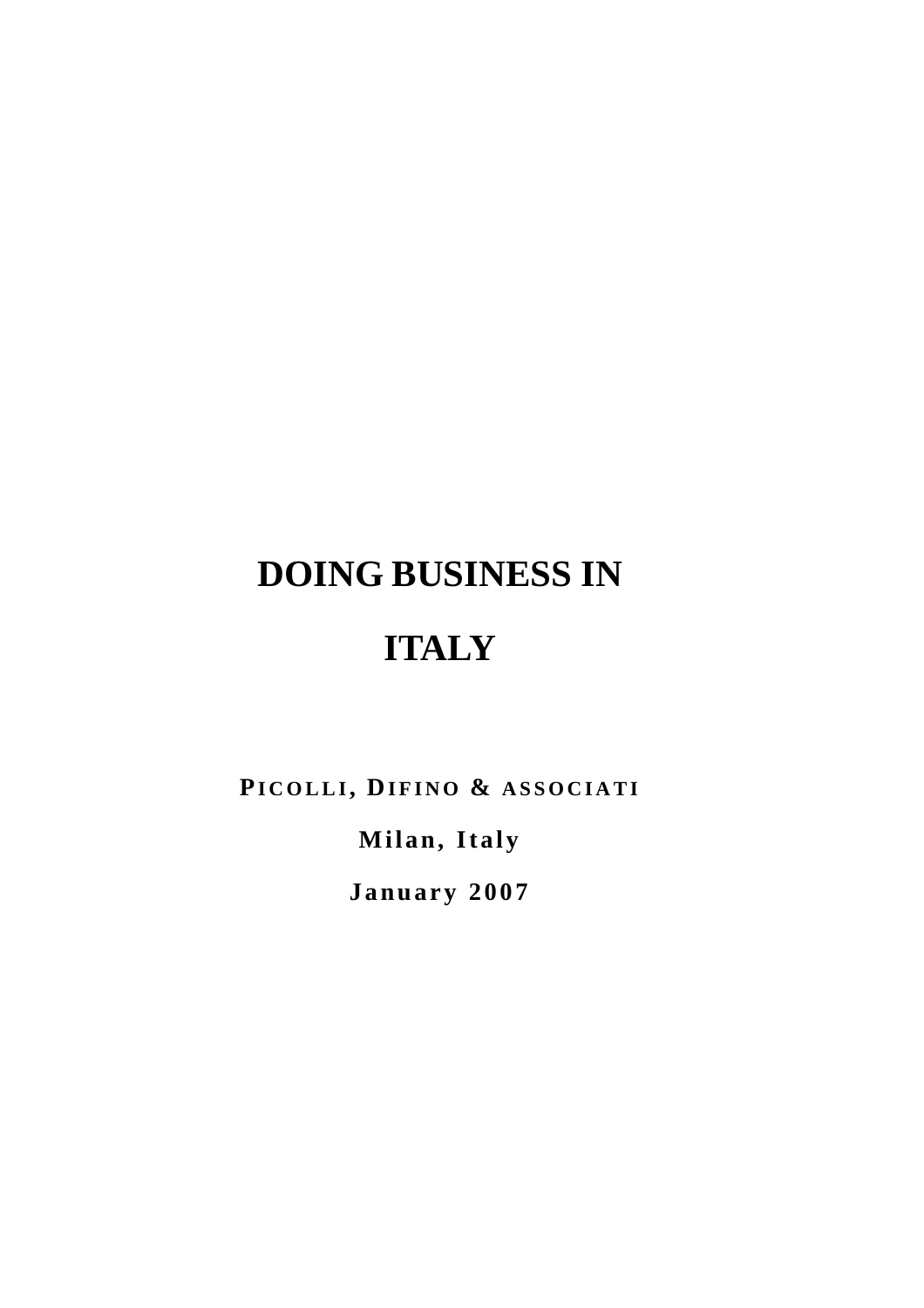# DOING BUSINESS IN ITALY

**PICOLLI, DIFINO & ASSOCIATI**

**Milan, Italy**

**January 2007**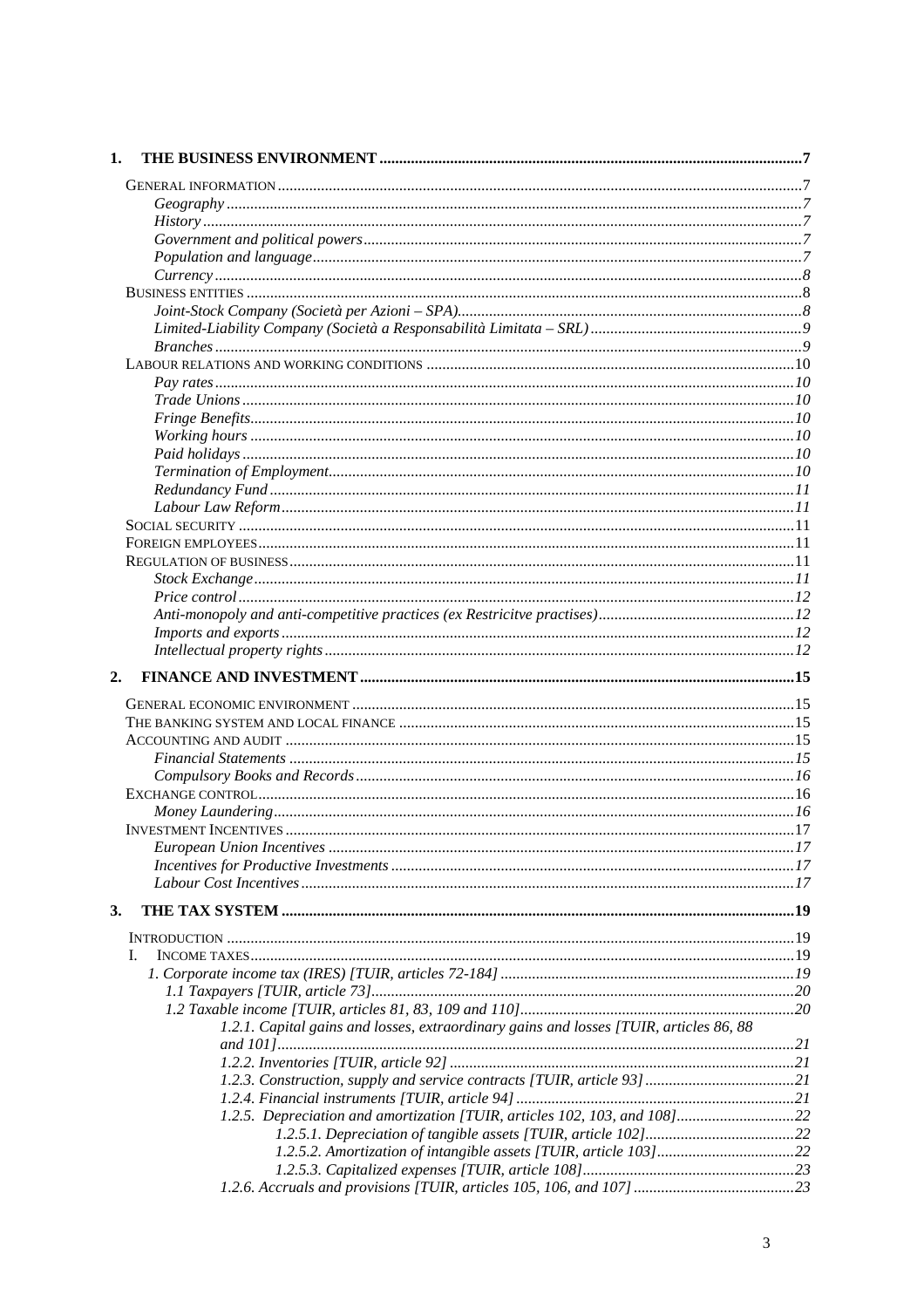1. **THE BUSINESS ENVIRONMENT** ..... 7

- GENERAL INFORMATION ..... 7
  - *Geography* ..... 7
  - *History* ..... 7
  - *Government and political powers* ..... 7
  - *Population and language* ..... 7
  - *Currency* ..... 8
- BUSINESS ENTITIES ..... 8
  - *Joint-Stock Company (Società per Azioni – SPA)* ..... 8
  - *Limited-Liability Company (Società a Responsabilità Limitata – SRL)* ..... 9
  - *Branches* ..... 9
- LABOUR RELATIONS AND WORKING CONDITIONS ..... 10
  - *Pay rates* ..... 10
  - *Trade Unions* ..... 10
  - *Fringe Benefits* ..... 10
  - *Working hours* ..... 10
  - *Paid holidays* ..... 10
  - *Termination of Employment* ..... 10
  - *Redundancy Fund* ..... 11
  - *Labour Law Reform* ..... 11
- SOCIAL SECURITY ..... 11
- FOREIGN EMPLOYEES ..... 11
- REGULATION OF BUSINESS ..... 11
  - *Stock Exchange* ..... 11
  - *Price control* ..... 12
  - *Anti-monopoly and anti-competitive practices (ex Restricitve practises)* ..... 12
  - *Imports and exports* ..... 12
  - *Intellectual property rights* ..... 12

2. **FINANCE AND INVESTMENT** ..... 15

- GENERAL ECONOMIC ENVIRONMENT ..... 15
- THE BANKING SYSTEM AND LOCAL FINANCE ..... 15
- ACCOUNTING AND AUDIT ..... 15
  - *Financial Statements* ..... 15
  - *Compulsory Books and Records* ..... 16
- EXCHANGE CONTROL ..... 16
  - *Money Laundering* ..... 16
- INVESTMENT INCENTIVES ..... 17
  - *European Union Incentives* ..... 17
  - *Incentives for Productive Investments* ..... 17
  - *Labour Cost Incentives* ..... 17

3. **THE TAX SYSTEM** ..... 19

- INTRODUCTION ..... 19
- I. INCOME TAXES ..... 19
  - *1. Corporate income tax (IRES) [TUIR, articles 72-184]* ..... 19
    - *1.1 Taxpayers [TUIR, article 73]* ..... 20
    - *1.2 Taxable income [TUIR, articles 81, 83, 109 and 110]* ..... 20
      - *1.2.1. Capital gains and losses, extraordinary gains and losses [TUIR, articles 86, 88 and 101]* ..... 21
      - *1.2.2. Inventories [TUIR, article 92]* ..... 21
      - *1.2.3. Construction, supply and service contracts [TUIR, article 93]* ..... 21
      - *1.2.4. Financial instruments [TUIR, article 94]* ..... 21
      - *1.2.5. Depreciation and amortization [TUIR, articles 102, 103, and 108]* ..... 22
        - *1.2.5.1. Depreciation of tangible assets [TUIR, article 102]* ..... 22
        - *1.2.5.2. Amortization of intangible assets [TUIR, article 103]* ..... 22
        - *1.2.5.3. Capitalized expenses [TUIR, article 108]* ..... 23
      - *1.2.6. Accruals and provisions [TUIR, articles 105, 106, and 107]* ..... 23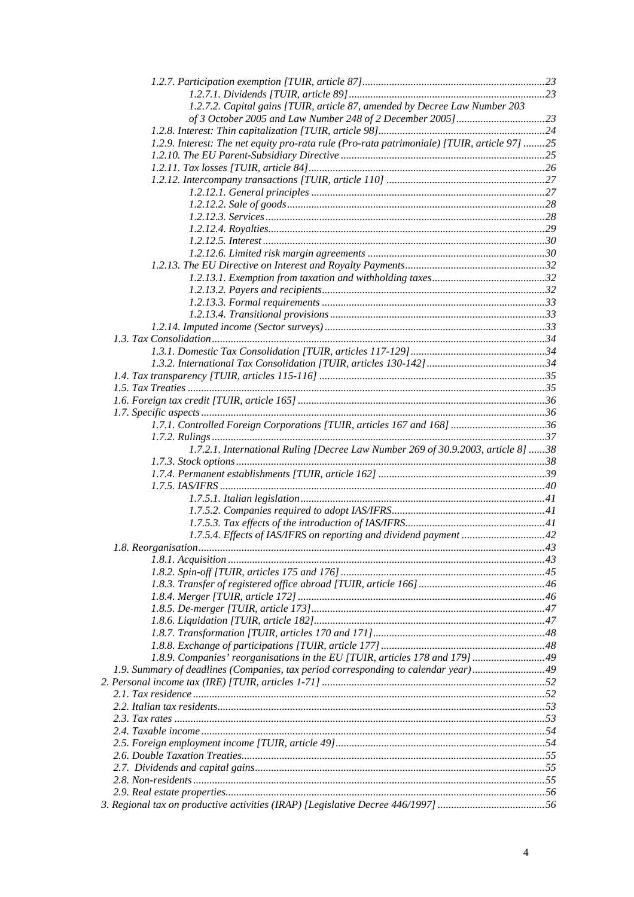*1.2.7. Participation exemption [TUIR, article 87]........................................................................23*

*1.2.7.1. Dividends [TUIR, article 89]..........................................................................23*

*1.2.7.2. Capital gains [TUIR, article 87, amended by Decree Law Number 203 of 3 October 2005 and Law Number 248 of 2 December 2005]..................................23*

*1.2.8. Interest: Thin capitalization [TUIR, article 98]...............................................................24*

*1.2.9. Interest: The net equity pro-rata rule (Pro-rata patrimoniale) [TUIR, article 97] ........25*

*1.2.10. The EU Parent-Subsidiary Directive ..............................................................................25*

*1.2.11. Tax losses [TUIR, article 84]..........................................................................................26*

*1.2.12. Intercompany transactions [TUIR, article 110] ............................................................27*

*1.2.12.1. General principles .......................................................................................27*

*1.2.12.2. Sale of goods.................................................................................................28*

*1.2.12.3. Services.........................................................................................................28*

*1.2.12.4. Royalties.......................................................................................................29*

*1.2.12.5. Interest.........................................................................................................30*

*1.2.12.6. Limited risk margin agreements ..................................................................30*

*1.2.13. The EU Directive on Interest and Royalty Payments.....................................................32*

*1.2.13.1. Exemption from taxation and withholding taxes..........................................32*

*1.2.13.2. Payers and recipients...................................................................................32*

*1.2.13.3. Formal requirements ...................................................................................33*

*1.2.13.4. Transitional provisions................................................................................33*

*1.2.14. Imputed income (Sector surveys)..................................................................................33*

*1.3. Tax Consolidation.....................................................................................................................34*

*1.3.1. Domestic Tax Consolidation [TUIR, articles 117-129]..................................................34*

*1.3.2. International Tax Consolidation [TUIR, articles 130-142].............................................34*

*1.4. Tax transparency [TUIR, articles 115-116] ...............................................................................35*

*1.5. Tax Treaties ...............................................................................................................................35*

*1.6. Foreign tax credit [TUIR, article 165] .......................................................................................36*

*1.7. Specific aspects..........................................................................................................................36*

*1.7.1. Controlled Foreign Corporations [TUIR, articles 167 and 168] ....................................36*

*1.7.2. Rulings.........................................................................................................................37*

*1.7.2.1. International Ruling [Decree Law Number 269 of 30.9.2003, article 8] ......38*

*1.7.3. Stock options...................................................................................................................38*

*1.7.4. Permanent establishments [TUIR, article 162] ..............................................................39*

*1.7.5. IAS/IFRS ........................................................................................................................40*

*1.7.5.1. Italian legislation...........................................................................................41*

*1.7.5.2. Companies required to adopt IAS/IFRS.........................................................41*

*1.7.5.3. Tax effects of the introduction of IAS/IFRS....................................................41*

*1.7.5.4. Effects of IAS/IFRS on reporting and dividend payment ...............................42*

*1.8. Reorganisation...........................................................................................................................43*

*1.8.1. Acquisition ......................................................................................................................43*

*1.8.2. Spin-off [TUIR, articles 175 and 176] ............................................................................45*

*1.8.3. Transfer of registered office abroad [TUIR, article 166] ...............................................46*

*1.8.4. Merger [TUIR, article 172] ............................................................................................46*

*1.8.5. De-merger [TUIR, article 173].......................................................................................47*

*1.8.6. Liquidation [TUIR, article 182]......................................................................................47*

*1.8.7. Transformation [TUIR, articles 170 and 171].................................................................48*

*1.8.8. Exchange of participations [TUIR, article 177] .............................................................48*

*1.8.9. Companies' reorganisations in the EU [TUIR, articles 178 and 179] ...........................49*

*1.9. Summary of deadlines (Companies, tax period corresponding to calendar year)...........................49*

*2. Personal income tax (IRE) [TUIR, articles 1-71] ...........................................................................52*

*2.1. Tax residence .............................................................................................................................52*

*2.2. Italian tax residents....................................................................................................................53*

*2.3. Tax rates ...................................................................................................................................53*

*2.4. Taxable income ..........................................................................................................................54*

*2.5. Foreign employment income [TUIR, article 49]..........................................................................54*

*2.6. Double Taxation Treaties...........................................................................................................55*

*2.7. Dividends and capital gains.......................................................................................................55*

*2.8. Non-residents .............................................................................................................................55*

*2.9. Real estate properties.................................................................................................................56*

*3. Regional tax on productive activities (IRAP) [Legislative Decree 446/1997] ........................................56*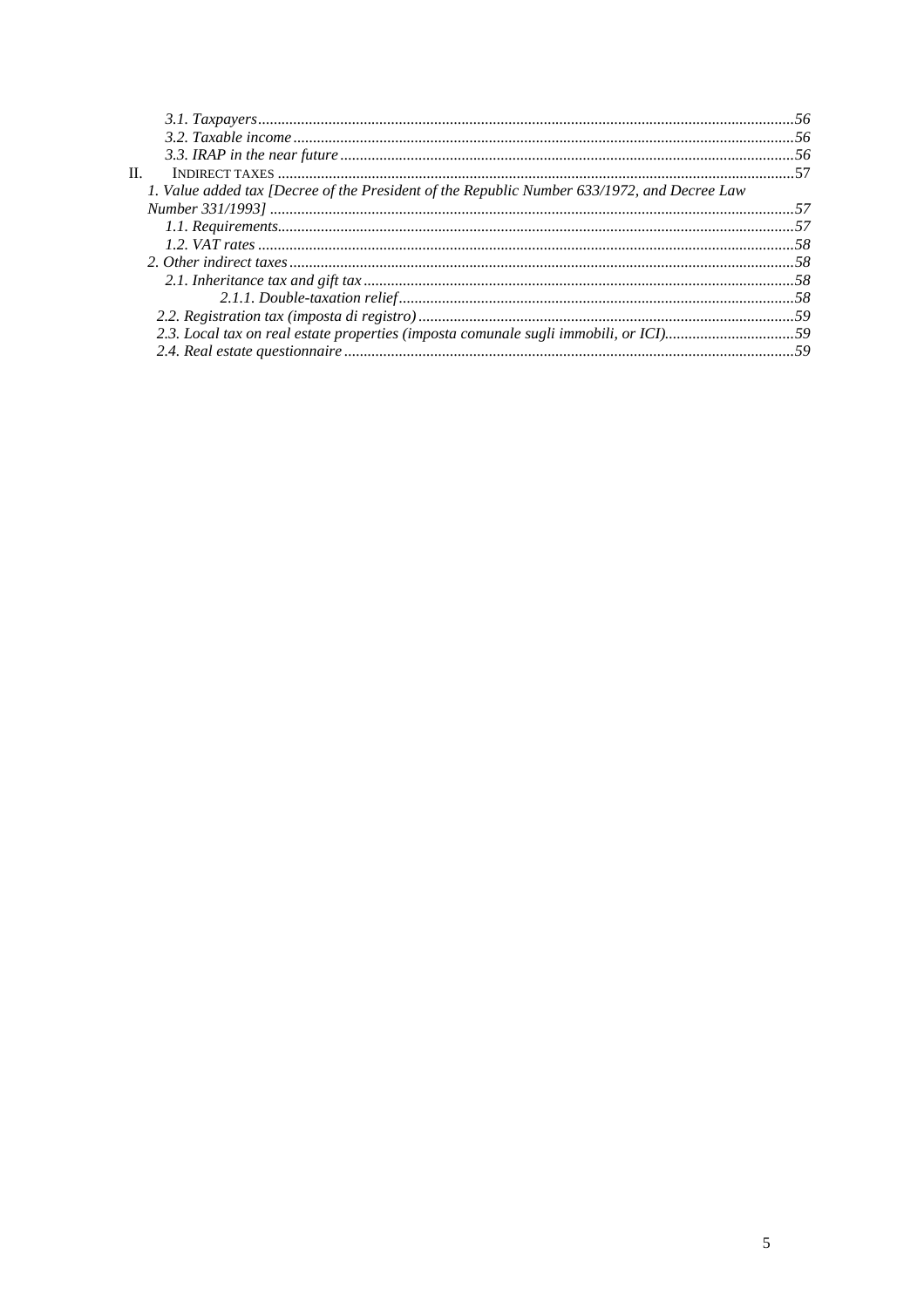*3.1. Taxpayers* .......... 56
*3.2. Taxable income* .......... 56
*3.3. IRAP in the near future* .......... 56

II. INDIRECT TAXES .......... 57

*1. Value added tax [Decree of the President of the Republic Number 633/1972, and Decree Law Number 331/1993]* .......... 57
*1.1. Requirements* .......... 57
*1.2. VAT rates* .......... 58
*2. Other indirect taxes* .......... 58
*2.1. Inheritance tax and gift tax* .......... 58
*2.1.1. Double-taxation relief* .......... 58
*2.2. Registration tax (imposta di registro)* .......... 59
*2.3. Local tax on real estate properties (imposta comunale sugli immobili, or ICI)* .......... 59
*2.4. Real estate questionnaire* .......... 59